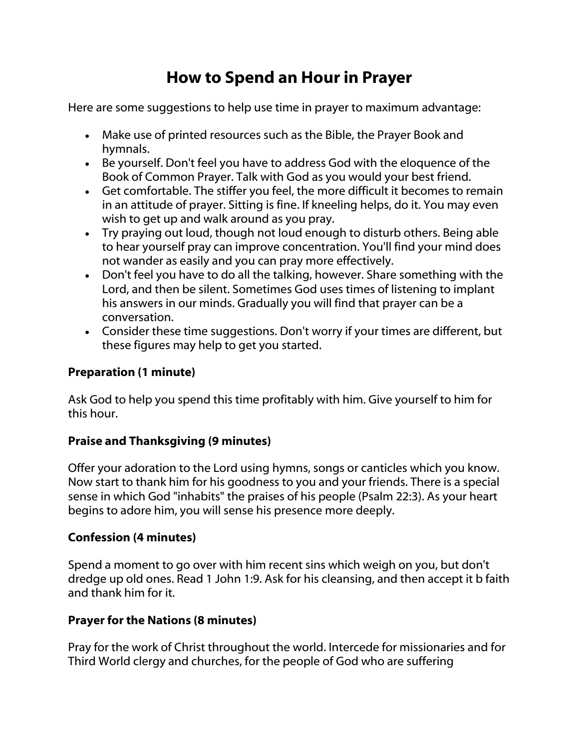# How to Spend an Hour in Prayer

Here are some suggestions to help use time in prayer to maximum advantage:

- Make use of printed resources such as the Bible, the Prayer Book and hymnals.
- Be yourself. Don't feel you have to address God with the eloquence of the Book of Common Prayer. Talk with God as you would your best friend.
- Get comfortable. The stiffer you feel, the more difficult it becomes to remain in an attitude of prayer. Sitting is fine. If kneeling helps, do it. You may even wish to get up and walk around as you pray.
- Try praying out loud, though not loud enough to disturb others. Being able to hear yourself pray can improve concentration. You'll find your mind does not wander as easily and you can pray more effectively.
- Don't feel you have to do all the talking, however. Share something with the Lord, and then be silent. Sometimes God uses times of listening to implant his answers in our minds. Gradually you will find that prayer can be a conversation.
- Consider these time suggestions. Don't worry if your times are different, but these figures may help to get you started.

**Preparation (1 minute)**

Ask God to help you spend this time profitably with him. Give yourself to him for this hour.

**Praise and Thanksgiving (9 minutes)**

Offer your adoration to the Lord using hymns, songs or canticles which you know. Now start to thank him for his goodness to you and your friends. There is a special sense in which God "inhabits" the praises of his people (Psalm 22:3). As your heart begins to adore him, you will sense his presence more deeply.

**Confession (4 minutes)**

Spend a moment to go over with him recent sins which weigh on you, but don't dredge up old ones. Read 1 John 1:9. Ask for his cleansing, and then accept it b faith and thank him for it.

**Prayer for the Nations (8 minutes)**

Pray for the work of Christ throughout the world. Intercede for missionaries and for Third World clergy and churches, for the people of God who are suffering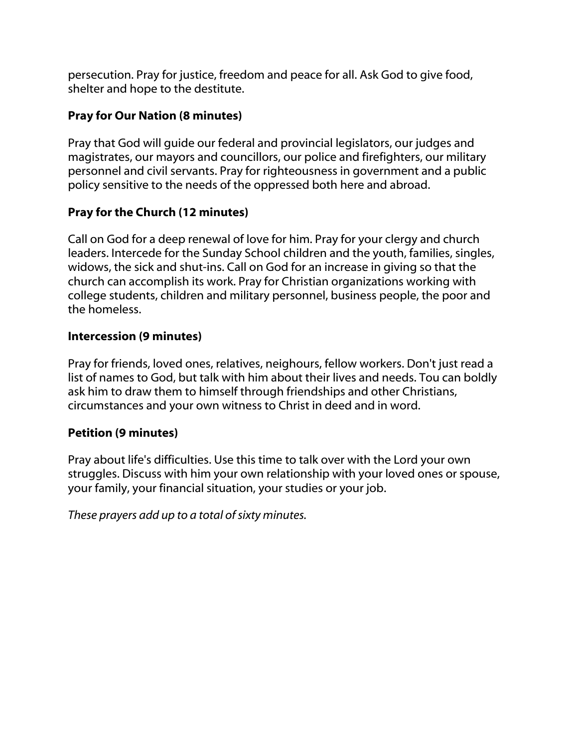persecution. Pray for justice, freedom and peace for all. Ask God to give food, shelter and hope to the destitute.

**Pray for Our Nation (8 minutes)**

Pray that God will guide our federal and provincial legislators, our judges and magistrates, our mayors and councillors, our police and firefighters, our military personnel and civil servants. Pray for righteousness in government and a public policy sensitive to the needs of the oppressed both here and abroad.

**Pray for the Church (12 minutes)**

Call on God for a deep renewal of love for him. Pray for your clergy and church leaders. Intercede for the Sunday School children and the youth, families, singles, widows, the sick and shut-ins. Call on God for an increase in giving so that the church can accomplish its work. Pray for Christian organizations working with college students, children and military personnel, business people, the poor and the homeless.

**Intercession (9 minutes)**

Pray for friends, loved ones, relatives, neighours, fellow workers. Don't just read a list of names to God, but talk with him about their lives and needs. Tou can boldly ask him to draw them to himself through friendships and other Christians, circumstances and your own witness to Christ in deed and in word.

**Petition (9 minutes)**

Pray about life's difficulties. Use this time to talk over with the Lord your own struggles. Discuss with him your own relationship with your loved ones or spouse, your family, your financial situation, your studies or your job.

*These prayers add up to a total of sixty minutes.*